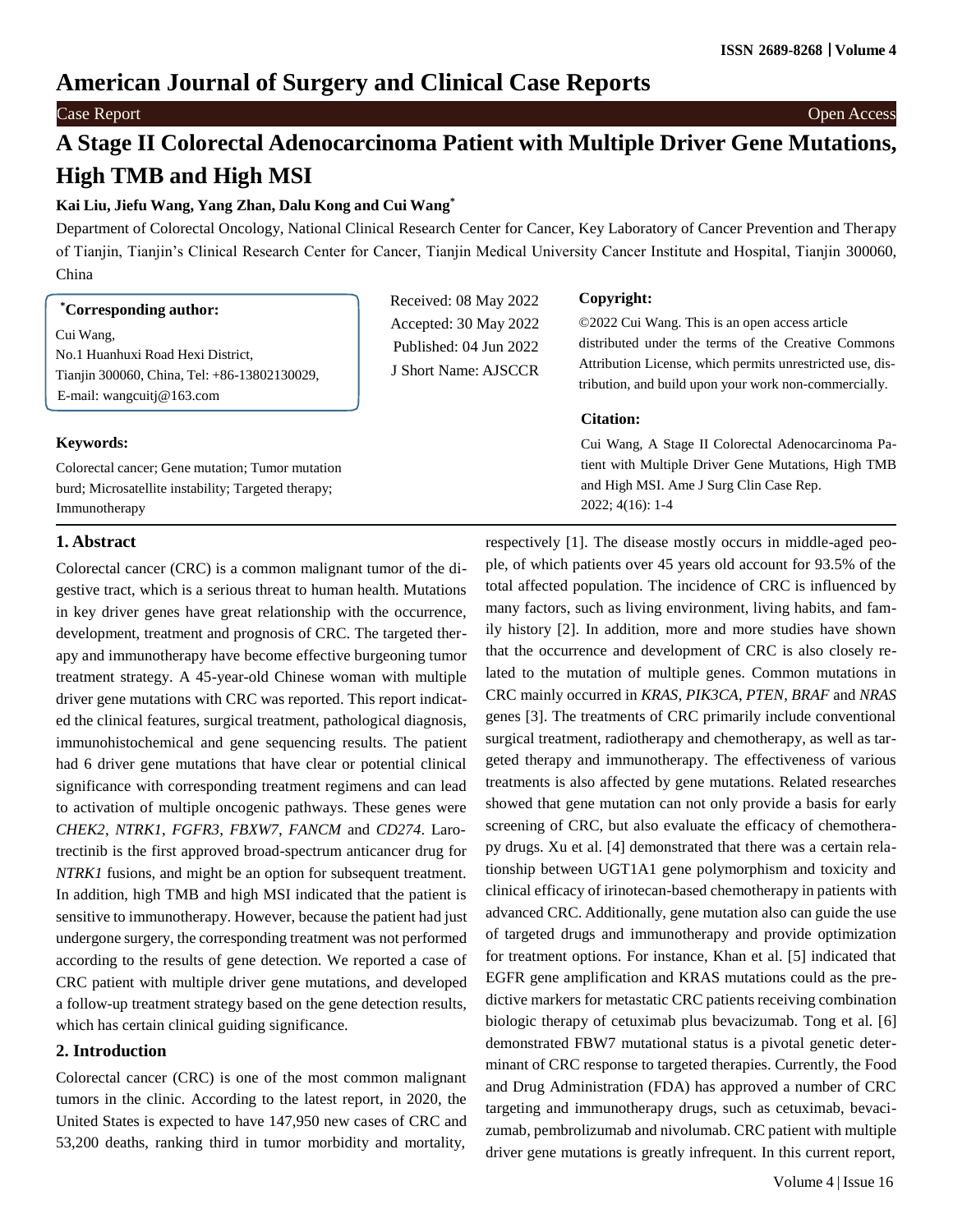# American Journal of Surgery and Clinical Case Reports

Case Report

Open Access

# A Stage II Colorectal Adenocarcinoma Patient with Multiple Driver Gene Mutations, High TMB and High MSI

**Kai Liu, Jiefu Wang, Yang Zhan, Dalu Kong and Cui Wang***

Department of Colorectal Oncology, National Clinical Research Center for Cancer, Key Laboratory of Cancer Prevention and Therapy of Tianjin, Tianjin's Clinical Research Center for Cancer, Tianjin Medical University Cancer Institute and Hospital, Tianjin 300060, China

**\*Corresponding author:**

Cui Wang,
No.1 Huanhuxi Road Hexi District,
Tianjin 300060, China, Tel: +86-13802130029,
E-mail: wangcuitj@163.com

Received: 08 May 2022
Accepted: 30 May 2022
Published: 04 Jun 2022
J Short Name: AJSCCR

**Copyright:**

©2022 Cui Wang. This is an open access article distributed under the terms of the Creative Commons Attribution License, which permits unrestricted use, distribution, and build upon your work non-commercially.

**Citation:**

Cui Wang, A Stage II Colorectal Adenocarcinoma Patient with Multiple Driver Gene Mutations, High TMB and High MSI. Ame J Surg Clin Case Rep. 2022; 4(16): 1-4

**Keywords:**

Colorectal cancer; Gene mutation; Tumor mutation burd; Microsatellite instability; Targeted therapy; Immunotherapy

## 1. Abstract

Colorectal cancer (CRC) is a common malignant tumor of the digestive tract, which is a serious threat to human health. Mutations in key driver genes have great relationship with the occurrence, development, treatment and prognosis of CRC. The targeted therapy and immunotherapy have become effective burgeoning tumor treatment strategy. A 45-year-old Chinese woman with multiple driver gene mutations with CRC was reported. This report indicated the clinical features, surgical treatment, pathological diagnosis, immunohistochemical and gene sequencing results. The patient had 6 driver gene mutations that have clear or potential clinical significance with corresponding treatment regimens and can lead to activation of multiple oncogenic pathways. These genes were *CHEK2*, *NTRK1*, *FGFR3*, *FBXW7*, *FANCM* and *CD274*. Larotrectinib is the first approved broad-spectrum anticancer drug for *NTRK1* fusions, and might be an option for subsequent treatment. In addition, high TMB and high MSI indicated that the patient is sensitive to immunotherapy. However, because the patient had just undergone surgery, the corresponding treatment was not performed according to the results of gene detection. We reported a case of CRC patient with multiple driver gene mutations, and developed a follow-up treatment strategy based on the gene detection results, which has certain clinical guiding significance.

## 2. Introduction

Colorectal cancer (CRC) is one of the most common malignant tumors in the clinic. According to the latest report, in 2020, the United States is expected to have 147,950 new cases of CRC and 53,200 deaths, ranking third in tumor morbidity and mortality, respectively [1]. The disease mostly occurs in middle-aged people, of which patients over 45 years old account for 93.5% of the total affected population. The incidence of CRC is influenced by many factors, such as living environment, living habits, and family history [2]. In addition, more and more studies have shown that the occurrence and development of CRC is also closely related to the mutation of multiple genes. Common mutations in CRC mainly occurred in *KRAS*, *PIK3CA*, *PTEN*, *BRAF* and *NRAS* genes [3]. The treatments of CRC primarily include conventional surgical treatment, radiotherapy and chemotherapy, as well as targeted therapy and immunotherapy. The effectiveness of various treatments is also affected by gene mutations. Related researches showed that gene mutation can not only provide a basis for early screening of CRC, but also evaluate the efficacy of chemotherapy drugs. Xu et al. [4] demonstrated that there was a certain relationship between UGT1A1 gene polymorphism and toxicity and clinical efficacy of irinotecan-based chemotherapy in patients with advanced CRC. Additionally, gene mutation also can guide the use of targeted drugs and immunotherapy and provide optimization for treatment options. For instance, Khan et al. [5] indicated that EGFR gene amplification and KRAS mutations could as the predictive markers for metastatic CRC patients receiving combination biologic therapy of cetuximab plus bevacizumab. Tong et al. [6] demonstrated FBW7 mutational status is a pivotal genetic determinant of CRC response to targeted therapies. Currently, the Food and Drug Administration (FDA) has approved a number of CRC targeting and immunotherapy drugs, such as cetuximab, bevacizumab, pembrolizumab and nivolumab. CRC patient with multiple driver gene mutations is greatly infrequent. In this current report,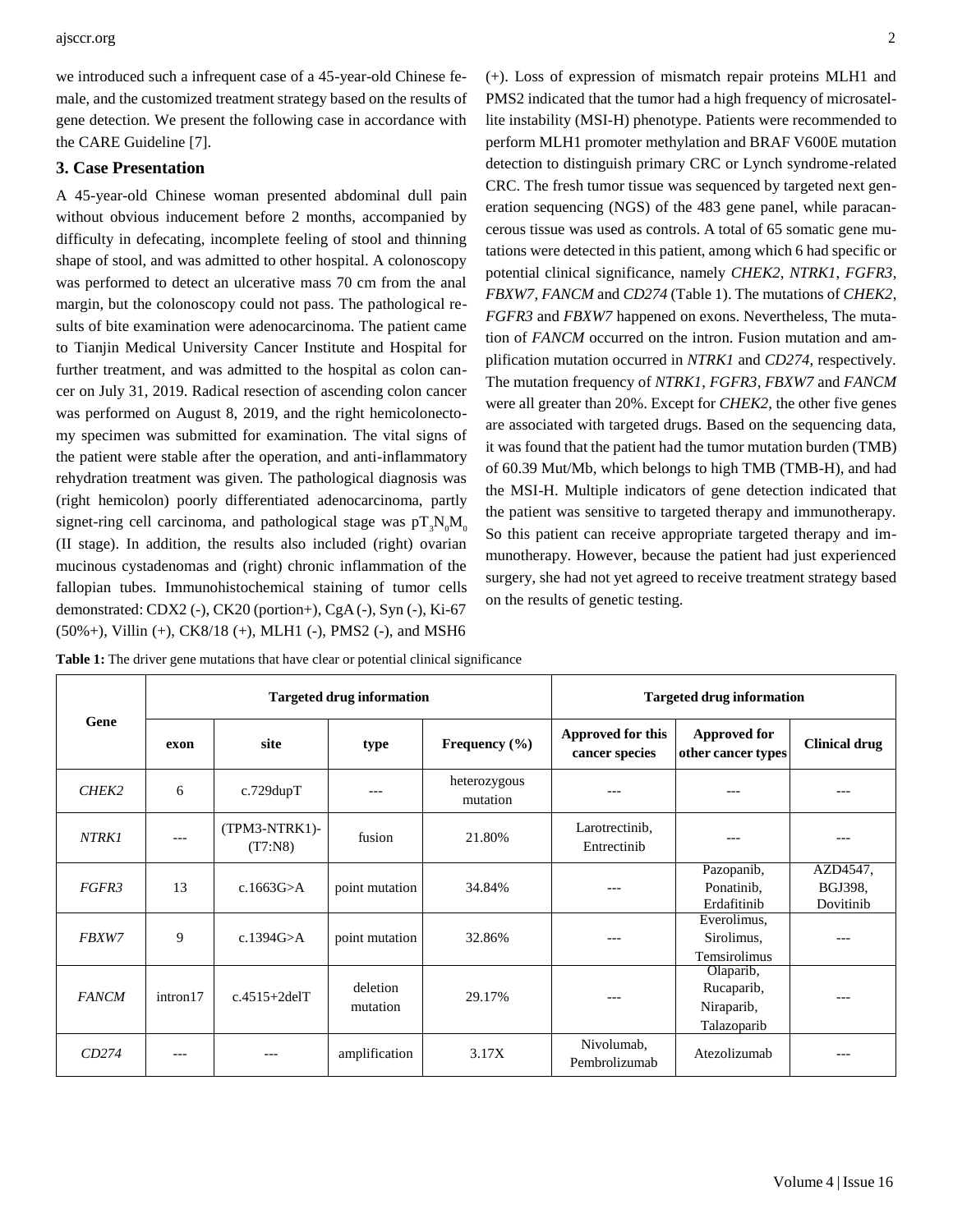we introduced such a infrequent case of a 45-year-old Chinese female, and the customized treatment strategy based on the results of gene detection. We present the following case in accordance with the CARE Guideline [7].

## 3. Case Presentation

A 45-year-old Chinese woman presented abdominal dull pain without obvious inducement before 2 months, accompanied by difficulty in defecating, incomplete feeling of stool and thinning shape of stool, and was admitted to other hospital. A colonoscopy was performed to detect an ulcerative mass 70 cm from the anal margin, but the colonoscopy could not pass. The pathological results of bite examination were adenocarcinoma. The patient came to Tianjin Medical University Cancer Institute and Hospital for further treatment, and was admitted to the hospital as colon cancer on July 31, 2019. Radical resection of ascending colon cancer was performed on August 8, 2019, and the right hemicolonectomy specimen was submitted for examination. The vital signs of the patient were stable after the operation, and anti-inflammatory rehydration treatment was given. The pathological diagnosis was (right hemicolon) poorly differentiated adenocarcinoma, partly signet-ring cell carcinoma, and pathological stage was $pT_3N_0M_0$ (II stage). In addition, the results also included (right) ovarian mucinous cystadenomas and (right) chronic inflammation of the fallopian tubes. Immunohistochemical staining of tumor cells demonstrated: CDX2 (-), CK20 (portion+), CgA (-), Syn (-), Ki-67 (50%+), Villin (+), CK8/18 (+), MLH1 (-), PMS2 (-), and MSH6 (+). Loss of expression of mismatch repair proteins MLH1 and PMS2 indicated that the tumor had a high frequency of microsatellite instability (MSI-H) phenotype. Patients were recommended to perform MLH1 promoter methylation and BRAF V600E mutation detection to distinguish primary CRC or Lynch syndrome-related CRC. The fresh tumor tissue was sequenced by targeted next generation sequencing (NGS) of the 483 gene panel, while paracancerous tissue was used as controls. A total of 65 somatic gene mutations were detected in this patient, among which 6 had specific or potential clinical significance, namely *CHEK2*, *NTRK1*, *FGFR3*, *FBXW7*, *FANCM* and *CD274* (Table 1). The mutations of *CHEK2*, *FGFR3* and *FBXW7* happened on exons. Nevertheless, The mutation of *FANCM* occurred on the intron. Fusion mutation and amplification mutation occurred in *NTRK1* and *CD274*, respectively. The mutation frequency of *NTRK1*, *FGFR3*, *FBXW7* and *FANCM* were all greater than 20%. Except for *CHEK2*, the other five genes are associated with targeted drugs. Based on the sequencing data, it was found that the patient had the tumor mutation burden (TMB) of 60.39 Mut/Mb, which belongs to high TMB (TMB-H), and had the MSI-H. Multiple indicators of gene detection indicated that the patient was sensitive to targeted therapy and immunotherapy. So this patient can receive appropriate targeted therapy and immunotherapy. However, because the patient had just experienced surgery, she had not yet agreed to receive treatment strategy based on the results of genetic testing.

**Table 1:** The driver gene mutations that have clear or potential clinical significance

| Gene | Targeted drug information | | | | Targeted drug information | | |
|---|---|---|---|---|---|---|---|
| | exon | site | type | Frequency (%) | Approved for this cancer species | Approved for other cancer types | Clinical drug |
| *CHEK2* | 6 | c.729dupT | --- | heterozygous mutation | --- | --- | --- |
| *NTRK1* | --- | (TPM3-NTRK1)-(T7:N8) | fusion | 21.80% | Larotrectinib, Entrectinib | --- | --- |
| *FGFR3* | 13 | c.1663G>A | point mutation | 34.84% | --- | Pazopanib, Ponatinib, Erdafitinib | AZD4547, BGJ398, Dovitinib |
| *FBXW7* | 9 | c.1394G>A | point mutation | 32.86% | --- | Everolimus, Sirolimus, Temsirolimus | --- |
| *FANCM* | intron17 | c.4515+2delT | deletion mutation | 29.17% | --- | Olaparib, Rucaparib, Niraparib, Talazoparib | --- |
| *CD274* | --- | --- | amplification | 3.17X | Nivolumab, Pembrolizumab | Atezolizumab | --- |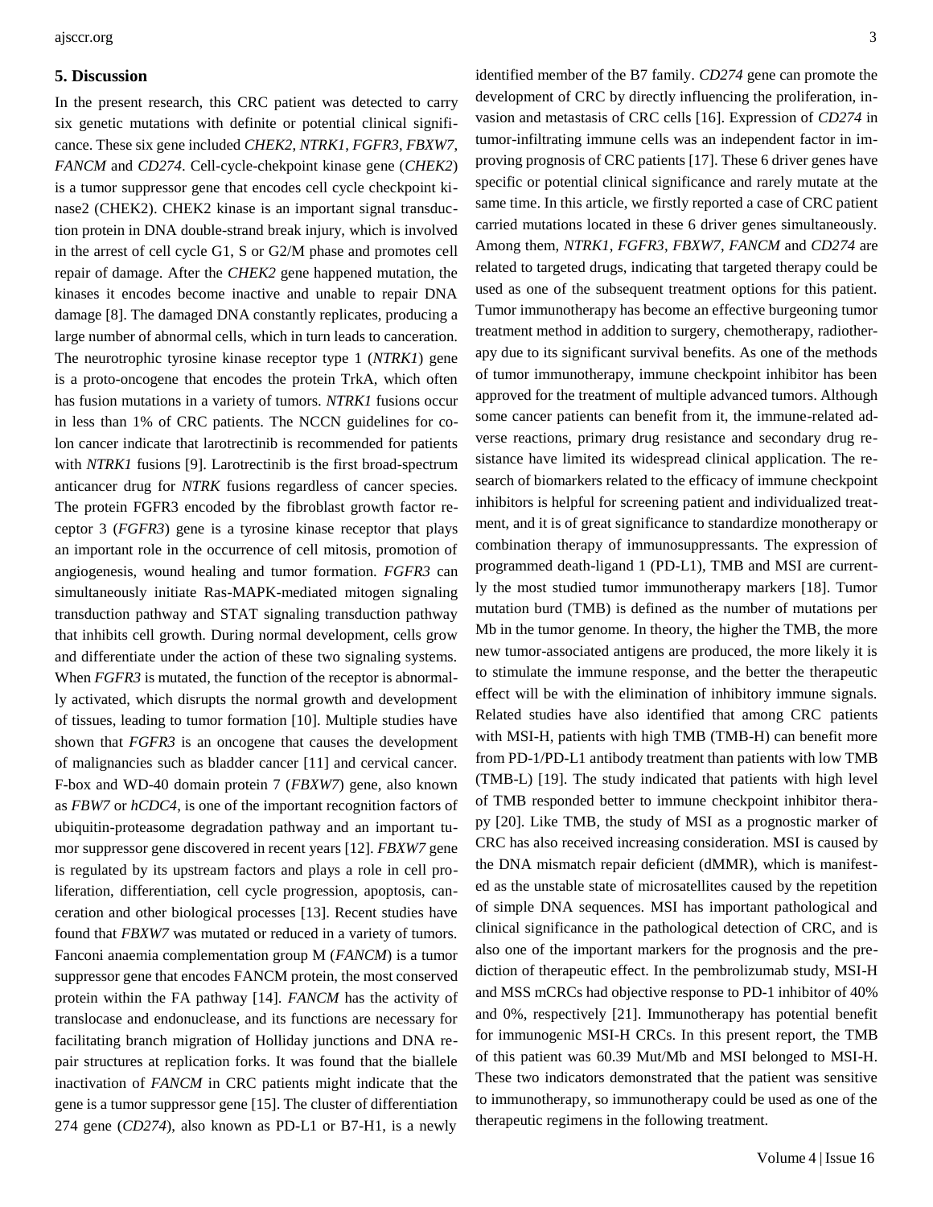## 5. Discussion

In the present research, this CRC patient was detected to carry six genetic mutations with definite or potential clinical significance. These six gene included *CHEK2*, *NTRK1*, *FGFR3*, *FBXW7*, *FANCM* and *CD274*. Cell-cycle-chekpoint kinase gene (*CHEK2*) is a tumor suppressor gene that encodes cell cycle checkpoint kinase2 (CHEK2). CHEK2 kinase is an important signal transduction protein in DNA double-strand break injury, which is involved in the arrest of cell cycle G1, S or G2/M phase and promotes cell repair of damage. After the *CHEK2* gene happened mutation, the kinases it encodes become inactive and unable to repair DNA damage [8]. The damaged DNA constantly replicates, producing a large number of abnormal cells, which in turn leads to canceration. The neurotrophic tyrosine kinase receptor type 1 (*NTRK1*) gene is a proto-oncogene that encodes the protein TrkA, which often has fusion mutations in a variety of tumors. *NTRK1* fusions occur in less than 1% of CRC patients. The NCCN guidelines for colon cancer indicate that larotrectinib is recommended for patients with *NTRK1* fusions [9]. Larotrectinib is the first broad-spectrum anticancer drug for *NTRK* fusions regardless of cancer species. The protein FGFR3 encoded by the fibroblast growth factor receptor 3 (*FGFR3*) gene is a tyrosine kinase receptor that plays an important role in the occurrence of cell mitosis, promotion of angiogenesis, wound healing and tumor formation. *FGFR3* can simultaneously initiate Ras-MAPK-mediated mitogen signaling transduction pathway and STAT signaling transduction pathway that inhibits cell growth. During normal development, cells grow and differentiate under the action of these two signaling systems. When *FGFR3* is mutated, the function of the receptor is abnormally activated, which disrupts the normal growth and development of tissues, leading to tumor formation [10]. Multiple studies have shown that *FGFR3* is an oncogene that causes the development of malignancies such as bladder cancer [11] and cervical cancer. F-box and WD-40 domain protein 7 (*FBXW7*) gene, also known as *FBW7* or *hCDC4*, is one of the important recognition factors of ubiquitin-proteasome degradation pathway and an important tumor suppressor gene discovered in recent years [12]. *FBXW7* gene is regulated by its upstream factors and plays a role in cell proliferation, differentiation, cell cycle progression, apoptosis, canceration and other biological processes [13]. Recent studies have found that *FBXW7* was mutated or reduced in a variety of tumors. Fanconi anaemia complementation group M (*FANCM*) is a tumor suppressor gene that encodes FANCM protein, the most conserved protein within the FA pathway [14]. *FANCM* has the activity of translocase and endonuclease, and its functions are necessary for facilitating branch migration of Holliday junctions and DNA repair structures at replication forks. It was found that the biallele inactivation of *FANCM* in CRC patients might indicate that the gene is a tumor suppressor gene [15]. The cluster of differentiation 274 gene (*CD274*), also known as PD-L1 or B7-H1, is a newly identified member of the B7 family. *CD274* gene can promote the development of CRC by directly influencing the proliferation, invasion and metastasis of CRC cells [16]. Expression of *CD274* in tumor-infiltrating immune cells was an independent factor in improving prognosis of CRC patients [17]. These 6 driver genes have specific or potential clinical significance and rarely mutate at the same time. In this article, we firstly reported a case of CRC patient carried mutations located in these 6 driver genes simultaneously. Among them, *NTRK1*, *FGFR3*, *FBXW7*, *FANCM* and *CD274* are related to targeted drugs, indicating that targeted therapy could be used as one of the subsequent treatment options for this patient. Tumor immunotherapy has become an effective burgeoning tumor treatment method in addition to surgery, chemotherapy, radiotherapy due to its significant survival benefits. As one of the methods of tumor immunotherapy, immune checkpoint inhibitor has been approved for the treatment of multiple advanced tumors. Although some cancer patients can benefit from it, the immune-related adverse reactions, primary drug resistance and secondary drug resistance have limited its widespread clinical application. The research of biomarkers related to the efficacy of immune checkpoint inhibitors is helpful for screening patient and individualized treatment, and it is of great significance to standardize monotherapy or combination therapy of immunosuppressants. The expression of programmed death-ligand 1 (PD-L1), TMB and MSI are currently the most studied tumor immunotherapy markers [18]. Tumor mutation burd (TMB) is defined as the number of mutations per Mb in the tumor genome. In theory, the higher the TMB, the more new tumor-associated antigens are produced, the more likely it is to stimulate the immune response, and the better the therapeutic effect will be with the elimination of inhibitory immune signals. Related studies have also identified that among CRC patients with MSI-H, patients with high TMB (TMB-H) can benefit more from PD-1/PD-L1 antibody treatment than patients with low TMB (TMB-L) [19]. The study indicated that patients with high level of TMB responded better to immune checkpoint inhibitor therapy [20]. Like TMB, the study of MSI as a prognostic marker of CRC has also received increasing consideration. MSI is caused by the DNA mismatch repair deficient (dMMR), which is manifested as the unstable state of microsatellites caused by the repetition of simple DNA sequences. MSI has important pathological and clinical significance in the pathological detection of CRC, and is also one of the important markers for the prognosis and the prediction of therapeutic effect. In the pembrolizumab study, MSI-H and MSS mCRCs had objective response to PD-1 inhibitor of 40% and 0%, respectively [21]. Immunotherapy has potential benefit for immunogenic MSI-H CRCs. In this present report, the TMB of this patient was 60.39 Mut/Mb and MSI belonged to MSI-H. These two indicators demonstrated that the patient was sensitive to immunotherapy, so immunotherapy could be used as one of the therapeutic regimens in the following treatment.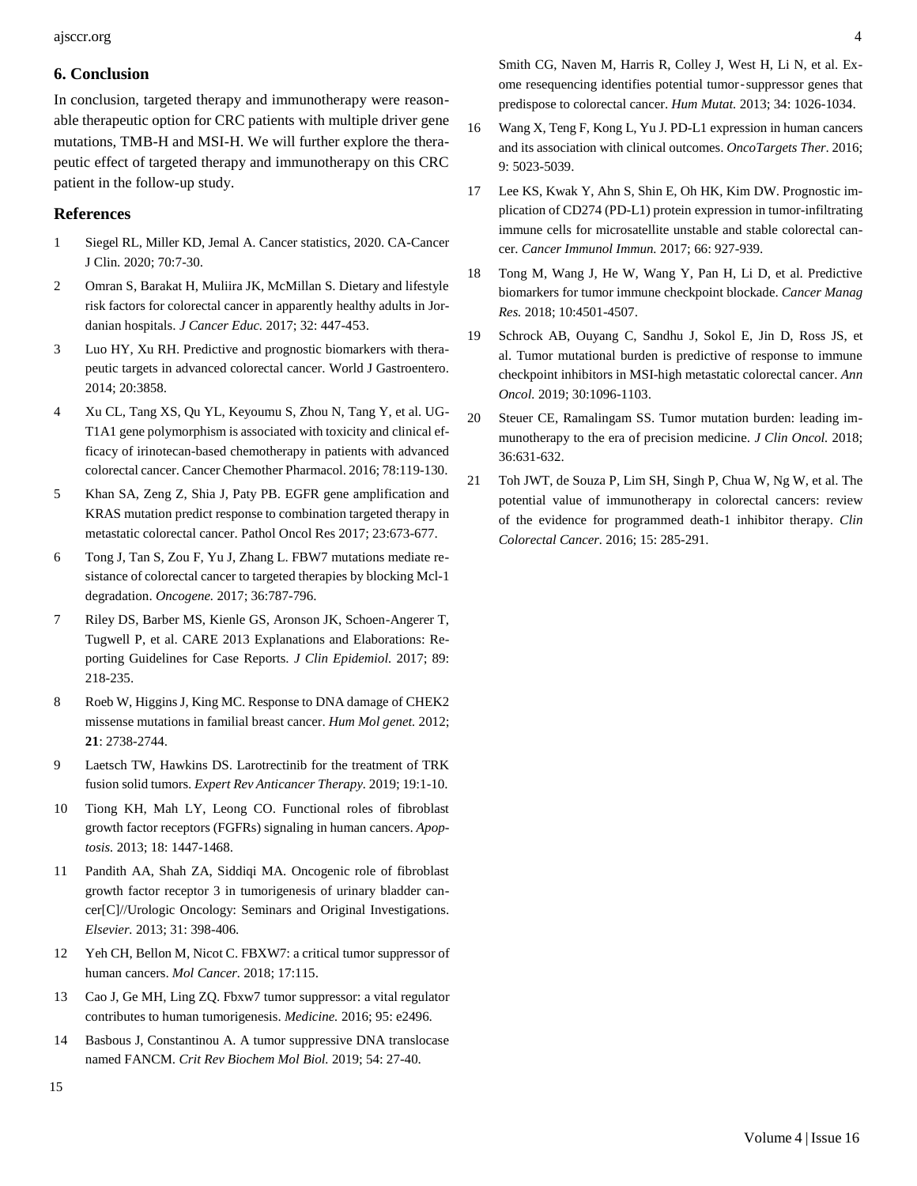## 6. Conclusion

In conclusion, targeted therapy and immunotherapy were reasonable therapeutic option for CRC patients with multiple driver gene mutations, TMB-H and MSI-H. We will further explore the therapeutic effect of targeted therapy and immunotherapy on this CRC patient in the follow-up study.

## References

1. Siegel RL, Miller KD, Jemal A. Cancer statistics, 2020. CA-Cancer J Clin. 2020; 70:7-30.
2. Omran S, Barakat H, Muliira JK, McMillan S. Dietary and lifestyle risk factors for colorectal cancer in apparently healthy adults in Jordanian hospitals. *J Cancer Educ.* 2017; 32: 447-453.
3. Luo HY, Xu RH. Predictive and prognostic biomarkers with therapeutic targets in advanced colorectal cancer. World J Gastroentero. 2014; 20:3858.
4. Xu CL, Tang XS, Qu YL, Keyoumu S, Zhou N, Tang Y, et al. UGT1A1 gene polymorphism is associated with toxicity and clinical efficacy of irinotecan-based chemotherapy in patients with advanced colorectal cancer. Cancer Chemother Pharmacol. 2016; 78:119-130.
5. Khan SA, Zeng Z, Shia J, Paty PB. EGFR gene amplification and KRAS mutation predict response to combination targeted therapy in metastatic colorectal cancer. Pathol Oncol Res 2017; 23:673-677.
6. Tong J, Tan S, Zou F, Yu J, Zhang L. FBW7 mutations mediate resistance of colorectal cancer to targeted therapies by blocking Mcl-1 degradation. *Oncogene.* 2017; 36:787-796.
7. Riley DS, Barber MS, Kienle GS, Aronson JK, Schoen-Angerer T, Tugwell P, et al. CARE 2013 Explanations and Elaborations: Reporting Guidelines for Case Reports. *J Clin Epidemiol.* 2017; 89: 218-235.
8. Roeb W, Higgins J, King MC. Response to DNA damage of CHEK2 missense mutations in familial breast cancer. *Hum Mol genet.* 2012; **21**: 2738-2744.
9. Laetsch TW, Hawkins DS. Larotrectinib for the treatment of TRK fusion solid tumors. *Expert Rev Anticancer Therapy.* 2019; 19:1-10.
10. Tiong KH, Mah LY, Leong CO. Functional roles of fibroblast growth factor receptors (FGFRs) signaling in human cancers. *Apoptosis.* 2013; 18: 1447-1468.
11. Pandith AA, Shah ZA, Siddiqi MA. Oncogenic role of fibroblast growth factor receptor 3 in tumorigenesis of urinary bladder cancer[C]//Urologic Oncology: Seminars and Original Investigations. *Elsevier.* 2013; 31: 398-406.
12. Yeh CH, Bellon M, Nicot C. FBXW7: a critical tumor suppressor of human cancers. *Mol Cancer.* 2018; 17:115.
13. Cao J, Ge MH, Ling ZQ. Fbxw7 tumor suppressor: a vital regulator contributes to human tumorigenesis. *Medicine.* 2016; 95: e2496.
14. Basbous J, Constantinou A. A tumor suppressive DNA translocase named FANCM. *Crit Rev Biochem Mol Biol.* 2019; 54: 27-40.
15. Smith CG, Naven M, Harris R, Colley J, West H, Li N, et al. Exome resequencing identifies potential tumor‐suppressor genes that predispose to colorectal cancer. *Hum Mutat.* 2013; 34: 1026-1034.
16. Wang X, Teng F, Kong L, Yu J. PD-L1 expression in human cancers and its association with clinical outcomes. *OncoTargets Ther*. 2016; 9: 5023-5039.
17. Lee KS, Kwak Y, Ahn S, Shin E, Oh HK, Kim DW. Prognostic implication of CD274 (PD-L1) protein expression in tumor-infiltrating immune cells for microsatellite unstable and stable colorectal cancer. *Cancer Immunol Immun.* 2017; 66: 927-939.
18. Tong M, Wang J, He W, Wang Y, Pan H, Li D, et al. Predictive biomarkers for tumor immune checkpoint blockade. *Cancer Manag Res.* 2018; 10:4501-4507.
19. Schrock AB, Ouyang C, Sandhu J, Sokol E, Jin D, Ross JS, et al. Tumor mutational burden is predictive of response to immune checkpoint inhibitors in MSI-high metastatic colorectal cancer. *Ann Oncol.* 2019; 30:1096-1103.
20. Steuer CE, Ramalingam SS. Tumor mutation burden: leading immunotherapy to the era of precision medicine. *J Clin Oncol.* 2018; 36:631-632.
21. Toh JWT, de Souza P, Lim SH, Singh P, Chua W, Ng W, et al. The potential value of immunotherapy in colorectal cancers: review of the evidence for programmed death-1 inhibitor therapy. *Clin Colorectal Cancer.* 2016; 15: 285-291.